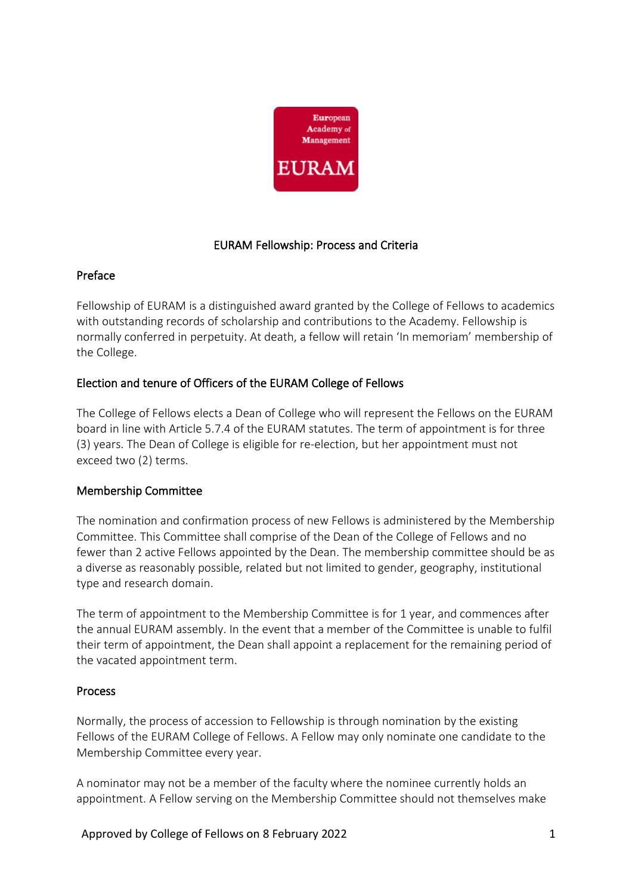# EURAM Fellowship: Process and Criteria

## Preface

Fellowship of EURAM is a distinguished award granted by the College of Fellows to academics with outstanding records of scholarship and contributions to the Academy. Fellowship is normally conferred in perpetuity. At death, a fellow will retain 'In memoriam' membership of the College.

## Election and tenure of Officers of the EURAM College of Fellows

The College of Fellows elects a Dean of College who will represent the Fellows on the EURAM board in line with Article 5.7.4 of the EURAM statutes. The term of appointment is for three (3) years. The Dean of College is eligible for re-election, but her appointment must not exceed two (2) terms.

## Membership Committee

The nomination and confirmation process of new Fellows is administered by the Membership Committee. This Committee shall comprise of the Dean of the College of Fellows and no fewer than 2 active Fellows appointed by the Dean. The membership committee should be as a diverse as reasonably possible, related but not limited to gender, geography, institutional type and research domain.

The term of appointment to the Membership Committee is for 1 year, and commences after the annual EURAM assembly. In the event that a member of the Committee is unable to fulfil their term of appointment, the Dean shall appoint a replacement for the remaining period of the vacated appointment term.

## Process

Normally, the process of accession to Fellowship is through nomination by the existing Fellows of the EURAM College of Fellows. A Fellow may only nominate one candidate to the Membership Committee every year.

A nominator may not be a member of the faculty where the nominee currently holds an appointment. A Fellow serving on the Membership Committee should not themselves make

Approved by College of Fellows on 8 February 2022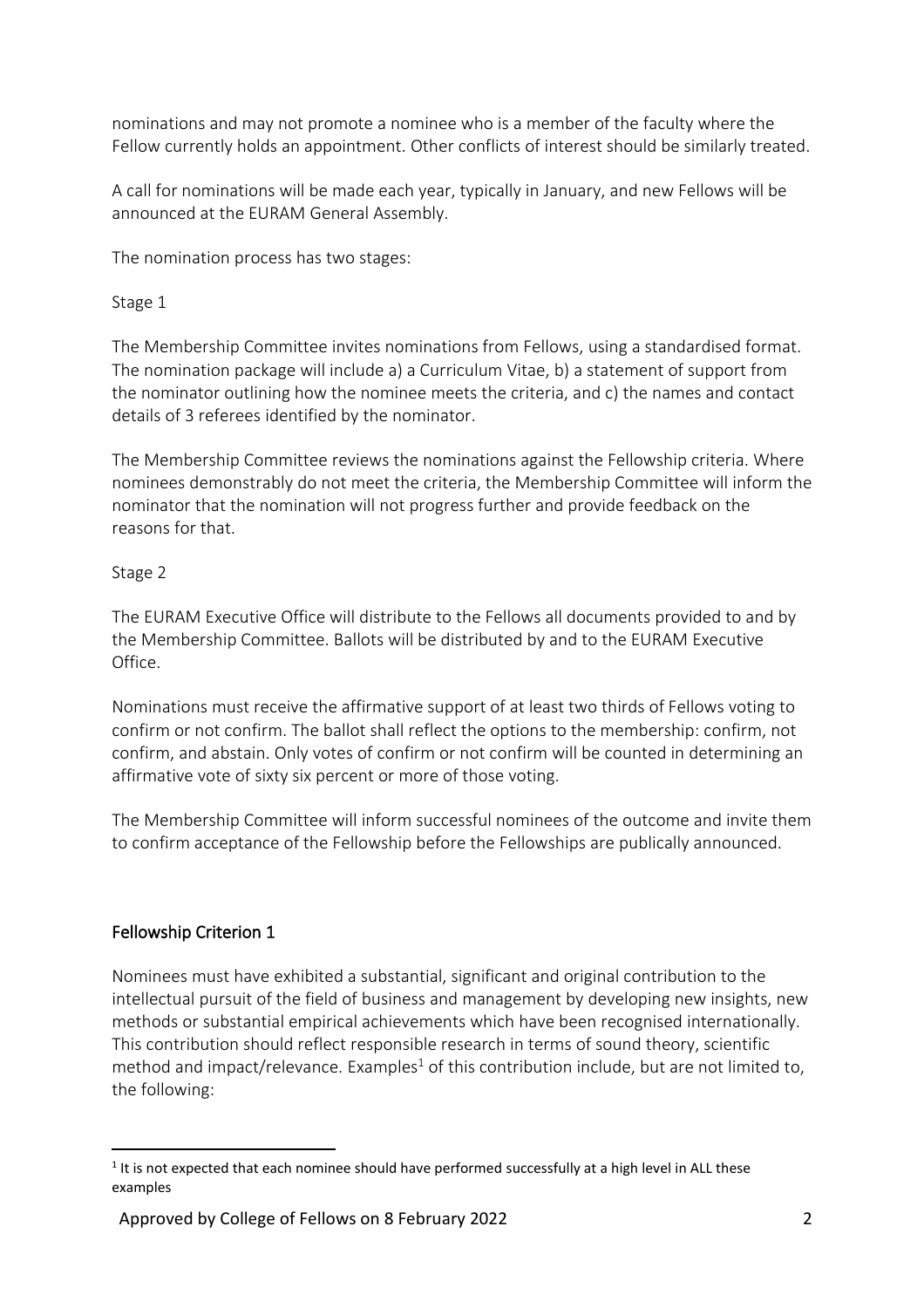nominations and may not promote a nominee who is a member of the faculty where the Fellow currently holds an appointment. Other conflicts of interest should be similarly treated.

A call for nominations will be made each year, typically in January, and new Fellows will be announced at the EURAM General Assembly.

The nomination process has two stages:

Stage 1

The Membership Committee invites nominations from Fellows, using a standardised format. The nomination package will include a) a Curriculum Vitae, b) a statement of support from the nominator outlining how the nominee meets the criteria, and c) the names and contact details of 3 referees identified by the nominator.

The Membership Committee reviews the nominations against the Fellowship criteria. Where nominees demonstrably do not meet the criteria, the Membership Committee will inform the nominator that the nomination will not progress further and provide feedback on the reasons for that.

Stage 2

The EURAM Executive Office will distribute to the Fellows all documents provided to and by the Membership Committee. Ballots will be distributed by and to the EURAM Executive Office.

Nominations must receive the affirmative support of at least two thirds of Fellows voting to confirm or not confirm. The ballot shall reflect the options to the membership: confirm, not confirm, and abstain. Only votes of confirm or not confirm will be counted in determining an affirmative vote of sixty six percent or more of those voting.

The Membership Committee will inform successful nominees of the outcome and invite them to confirm acceptance of the Fellowship before the Fellowships are publically announced.

## Fellowship Criterion 1

Nominees must have exhibited a substantial, significant and original contribution to the intellectual pursuit of the field of business and management by developing new insights, new methods or substantial empirical achievements which have been recognised internationally. This contribution should reflect responsible research in terms of sound theory, scientific method and impact/relevance. Examples[1] of this contribution include, but are not limited to, the following:

[1] It is not expected that each nominee should have performed successfully at a high level in ALL these examples

Approved by College of Fellows on 8 February 2022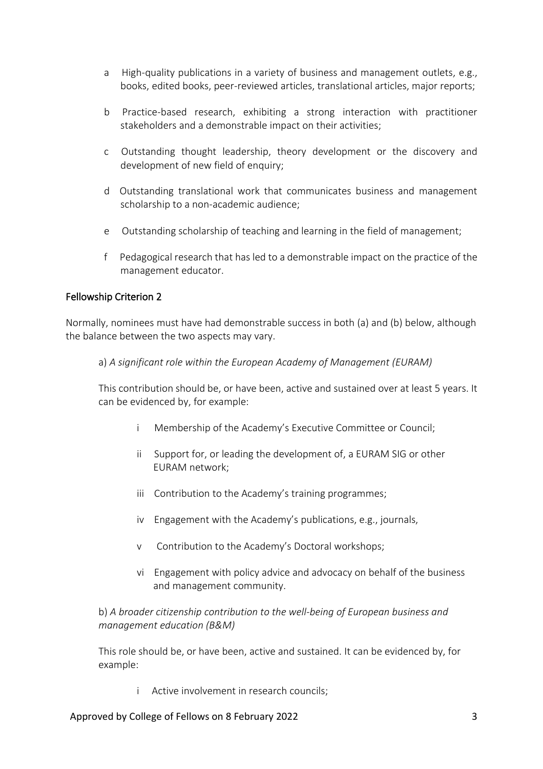a High-quality publications in a variety of business and management outlets, e.g., books, edited books, peer-reviewed articles, translational articles, major reports;

b Practice-based research, exhibiting a strong interaction with practitioner stakeholders and a demonstrable impact on their activities;

c Outstanding thought leadership, theory development or the discovery and development of new field of enquiry;

d Outstanding translational work that communicates business and management scholarship to a non-academic audience;

e Outstanding scholarship of teaching and learning in the field of management;

f Pedagogical research that has led to a demonstrable impact on the practice of the management educator.

## Fellowship Criterion 2

Normally, nominees must have had demonstrable success in both (a) and (b) below, although the balance between the two aspects may vary.

a) *A significant role within the European Academy of Management (EURAM)*

This contribution should be, or have been, active and sustained over at least 5 years. It can be evidenced by, for example:

i Membership of the Academy's Executive Committee or Council;

ii Support for, or leading the development of, a EURAM SIG or other EURAM network;

iii Contribution to the Academy's training programmes;

iv Engagement with the Academy's publications, e.g., journals,

v Contribution to the Academy's Doctoral workshops;

vi Engagement with policy advice and advocacy on behalf of the business and management community.

b) *A broader citizenship contribution to the well-being of European business and management education (B&M)*

This role should be, or have been, active and sustained. It can be evidenced by, for example:

i Active involvement in research councils;

Approved by College of Fellows on 8 February 2022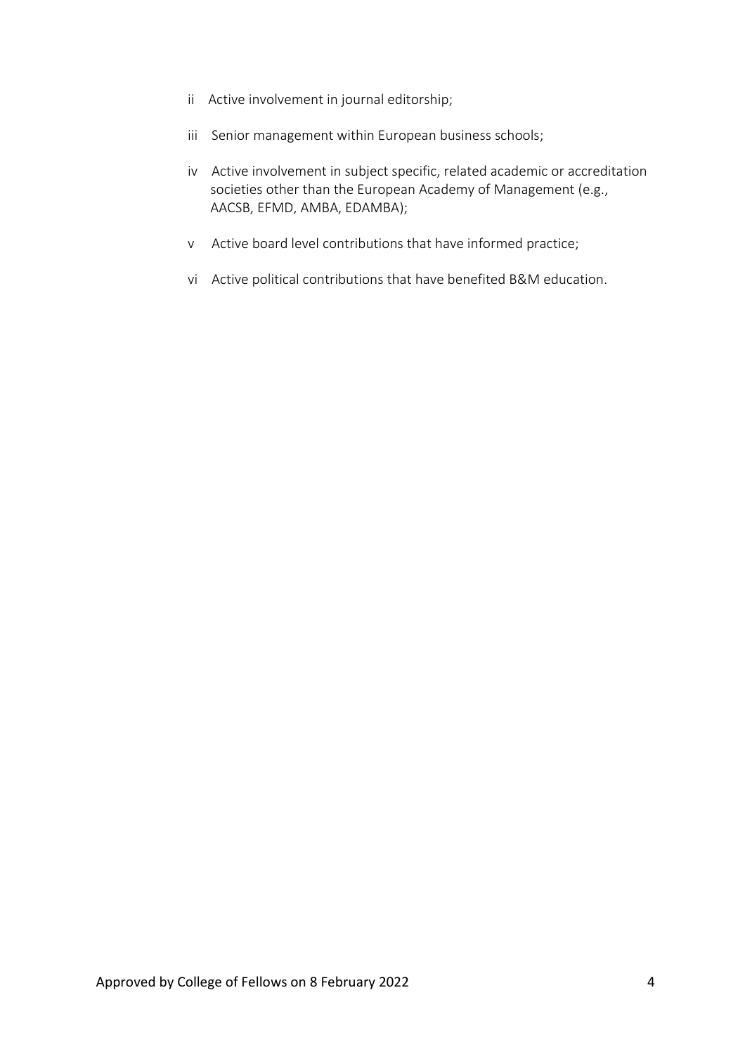ii Active involvement in journal editorship;

iii Senior management within European business schools;

iv Active involvement in subject specific, related academic or accreditation societies other than the European Academy of Management (e.g., AACSB, EFMD, AMBA, EDAMBA);

v Active board level contributions that have informed practice;

vi Active political contributions that have benefited B&M education.

Approved by College of Fellows on 8 February 2022